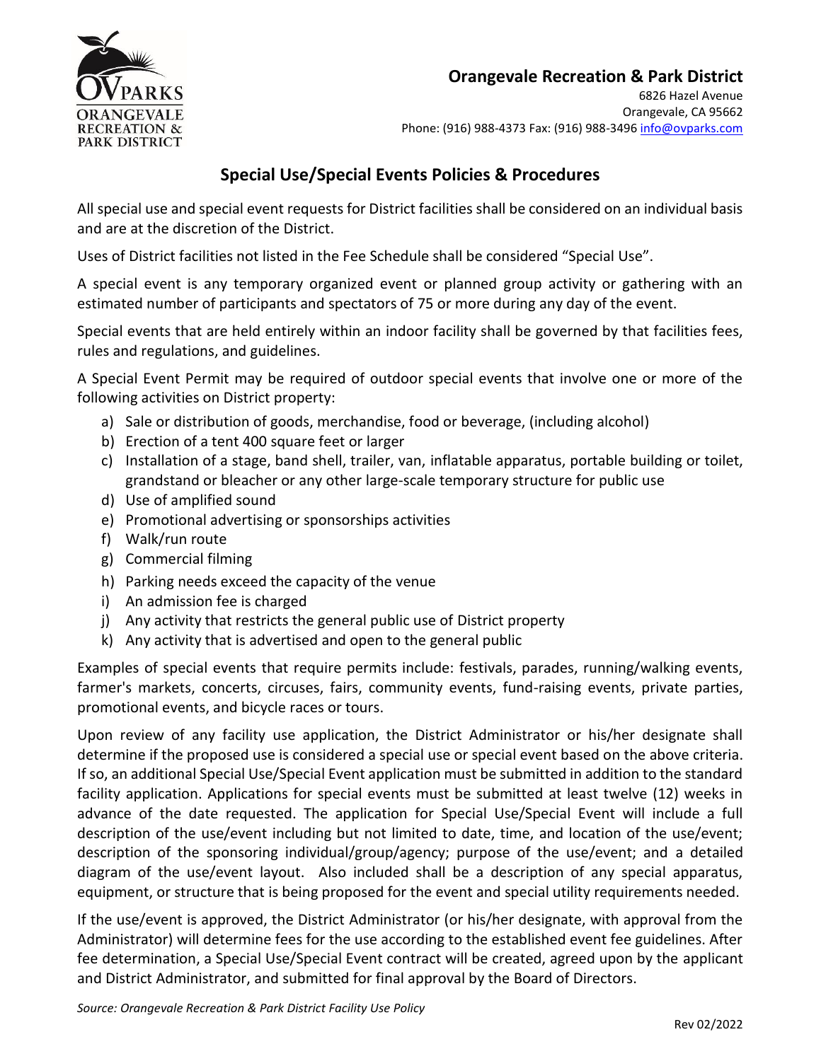## Orangevale Recreation & Park District

6826 Hazel Avenue
Orangevale, CA 95662
Phone: (916) 988-4373 Fax: (916) 988-3496 info@ovparks.com

# Special Use/Special Events Policies & Procedures

All special use and special event requests for District facilities shall be considered on an individual basis and are at the discretion of the District.

Uses of District facilities not listed in the Fee Schedule shall be considered "Special Use".

A special event is any temporary organized event or planned group activity or gathering with an estimated number of participants and spectators of 75 or more during any day of the event.

Special events that are held entirely within an indoor facility shall be governed by that facilities fees, rules and regulations, and guidelines.

A Special Event Permit may be required of outdoor special events that involve one or more of the following activities on District property:

a) Sale or distribution of goods, merchandise, food or beverage, (including alcohol)
b) Erection of a tent 400 square feet or larger
c) Installation of a stage, band shell, trailer, van, inflatable apparatus, portable building or toilet, grandstand or bleacher or any other large-scale temporary structure for public use
d) Use of amplified sound
e) Promotional advertising or sponsorships activities
f) Walk/run route
g) Commercial filming
h) Parking needs exceed the capacity of the venue
i) An admission fee is charged
j) Any activity that restricts the general public use of District property
k) Any activity that is advertised and open to the general public

Examples of special events that require permits include: festivals, parades, running/walking events, farmer's markets, concerts, circuses, fairs, community events, fund-raising events, private parties, promotional events, and bicycle races or tours.

Upon review of any facility use application, the District Administrator or his/her designate shall determine if the proposed use is considered a special use or special event based on the above criteria. If so, an additional Special Use/Special Event application must be submitted in addition to the standard facility application. Applications for special events must be submitted at least twelve (12) weeks in advance of the date requested. The application for Special Use/Special Event will include a full description of the use/event including but not limited to date, time, and location of the use/event; description of the sponsoring individual/group/agency; purpose of the use/event; and a detailed diagram of the use/event layout. Also included shall be a description of any special apparatus, equipment, or structure that is being proposed for the event and special utility requirements needed.

If the use/event is approved, the District Administrator (or his/her designate, with approval from the Administrator) will determine fees for the use according to the established event fee guidelines. After fee determination, a Special Use/Special Event contract will be created, agreed upon by the applicant and District Administrator, and submitted for final approval by the Board of Directors.

*Source: Orangevale Recreation & Park District Facility Use Policy*

Rev 02/2022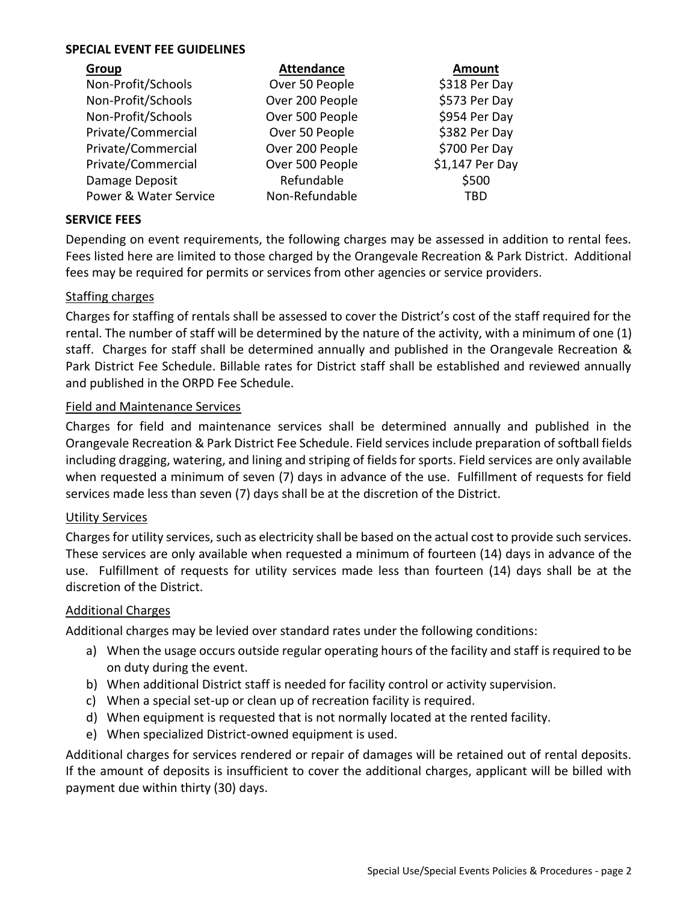**SPECIAL EVENT FEE GUIDELINES**

| Group | Attendance | Amount |
|---|---|---|
| Non-Profit/Schools | Over 50 People | $318 Per Day |
| Non-Profit/Schools | Over 200 People | $573 Per Day |
| Non-Profit/Schools | Over 500 People | $954 Per Day |
| Private/Commercial | Over 50 People | $382 Per Day |
| Private/Commercial | Over 200 People | $700 Per Day |
| Private/Commercial | Over 500 People | $1,147 Per Day |
| Damage Deposit | Refundable | $500 |
| Power & Water Service | Non-Refundable | TBD |

**SERVICE FEES**

Depending on event requirements, the following charges may be assessed in addition to rental fees. Fees listed here are limited to those charged by the Orangevale Recreation & Park District. Additional fees may be required for permits or services from other agencies or service providers.

Staffing charges

Charges for staffing of rentals shall be assessed to cover the District's cost of the staff required for the rental. The number of staff will be determined by the nature of the activity, with a minimum of one (1) staff. Charges for staff shall be determined annually and published in the Orangevale Recreation & Park District Fee Schedule. Billable rates for District staff shall be established and reviewed annually and published in the ORPD Fee Schedule.

Field and Maintenance Services

Charges for field and maintenance services shall be determined annually and published in the Orangevale Recreation & Park District Fee Schedule. Field services include preparation of softball fields including dragging, watering, and lining and striping of fields for sports. Field services are only available when requested a minimum of seven (7) days in advance of the use. Fulfillment of requests for field services made less than seven (7) days shall be at the discretion of the District.

Utility Services

Charges for utility services, such as electricity shall be based on the actual cost to provide such services. These services are only available when requested a minimum of fourteen (14) days in advance of the use. Fulfillment of requests for utility services made less than fourteen (14) days shall be at the discretion of the District.

Additional Charges

Additional charges may be levied over standard rates under the following conditions:

a) When the usage occurs outside regular operating hours of the facility and staff is required to be on duty during the event.
b) When additional District staff is needed for facility control or activity supervision.
c) When a special set-up or clean up of recreation facility is required.
d) When equipment is requested that is not normally located at the rented facility.
e) When specialized District-owned equipment is used.

Additional charges for services rendered or repair of damages will be retained out of rental deposits. If the amount of deposits is insufficient to cover the additional charges, applicant will be billed with payment due within thirty (30) days.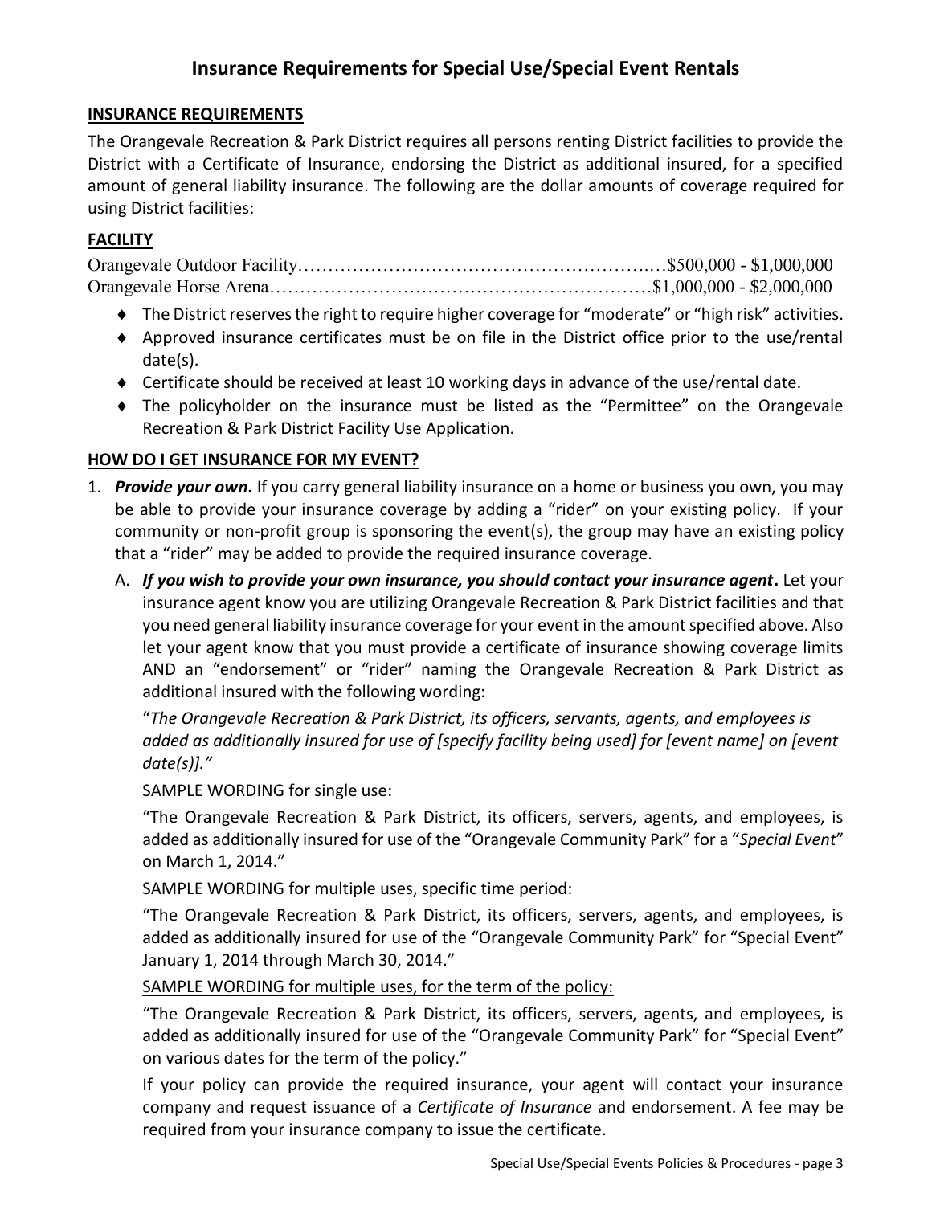# Insurance Requirements for Special Use/Special Event Rentals

## INSURANCE REQUIREMENTS

The Orangevale Recreation & Park District requires all persons renting District facilities to provide the District with a Certificate of Insurance, endorsing the District as additional insured, for a specified amount of general liability insurance. The following are the dollar amounts of coverage required for using District facilities:

## FACILITY

Orangevale Outdoor Facility…………………………………………………..…$500,000 - $1,000,000
Orangevale Horse Arena………………………………………………………$1,000,000 - $2,000,000

- The District reserves the right to require higher coverage for "moderate" or "high risk" activities.
- Approved insurance certificates must be on file in the District office prior to the use/rental date(s).
- Certificate should be received at least 10 working days in advance of the use/rental date.
- The policyholder on the insurance must be listed as the "Permittee" on the Orangevale Recreation & Park District Facility Use Application.

## HOW DO I GET INSURANCE FOR MY EVENT?

1. ***Provide your own*.** If you carry general liability insurance on a home or business you own, you may be able to provide your insurance coverage by adding a "rider" on your existing policy. If your community or non-profit group is sponsoring the event(s), the group may have an existing policy that a "rider" may be added to provide the required insurance coverage.

   A. ***If you wish to provide your own insurance, you should contact your insurance agent*.** Let your insurance agent know you are utilizing Orangevale Recreation & Park District facilities and that you need general liability insurance coverage for your event in the amount specified above. Also let your agent know that you must provide a certificate of insurance showing coverage limits AND an "endorsement" or "rider" naming the Orangevale Recreation & Park District as additional insured with the following wording:

   "*The Orangevale Recreation & Park District, its officers, servants, agents, and employees is added as additionally insured for use of [specify facility being used] for [event name] on [event date(s)].*"

   <u>SAMPLE WORDING for single use</u>:

   "The Orangevale Recreation & Park District, its officers, servers, agents, and employees, is added as additionally insured for use of the "Orangevale Community Park" for a "*Special Event*" on March 1, 2014."

   <u>SAMPLE WORDING for multiple uses, specific time period:</u>

   "The Orangevale Recreation & Park District, its officers, servers, agents, and employees, is added as additionally insured for use of the "Orangevale Community Park" for "Special Event" January 1, 2014 through March 30, 2014."

   <u>SAMPLE WORDING for multiple uses, for the term of the policy:</u>

   "The Orangevale Recreation & Park District, its officers, servers, agents, and employees, is added as additionally insured for use of the "Orangevale Community Park" for "Special Event" on various dates for the term of the policy."

   If your policy can provide the required insurance, your agent will contact your insurance company and request issuance of a *Certificate of Insurance* and endorsement. A fee may be required from your insurance company to issue the certificate.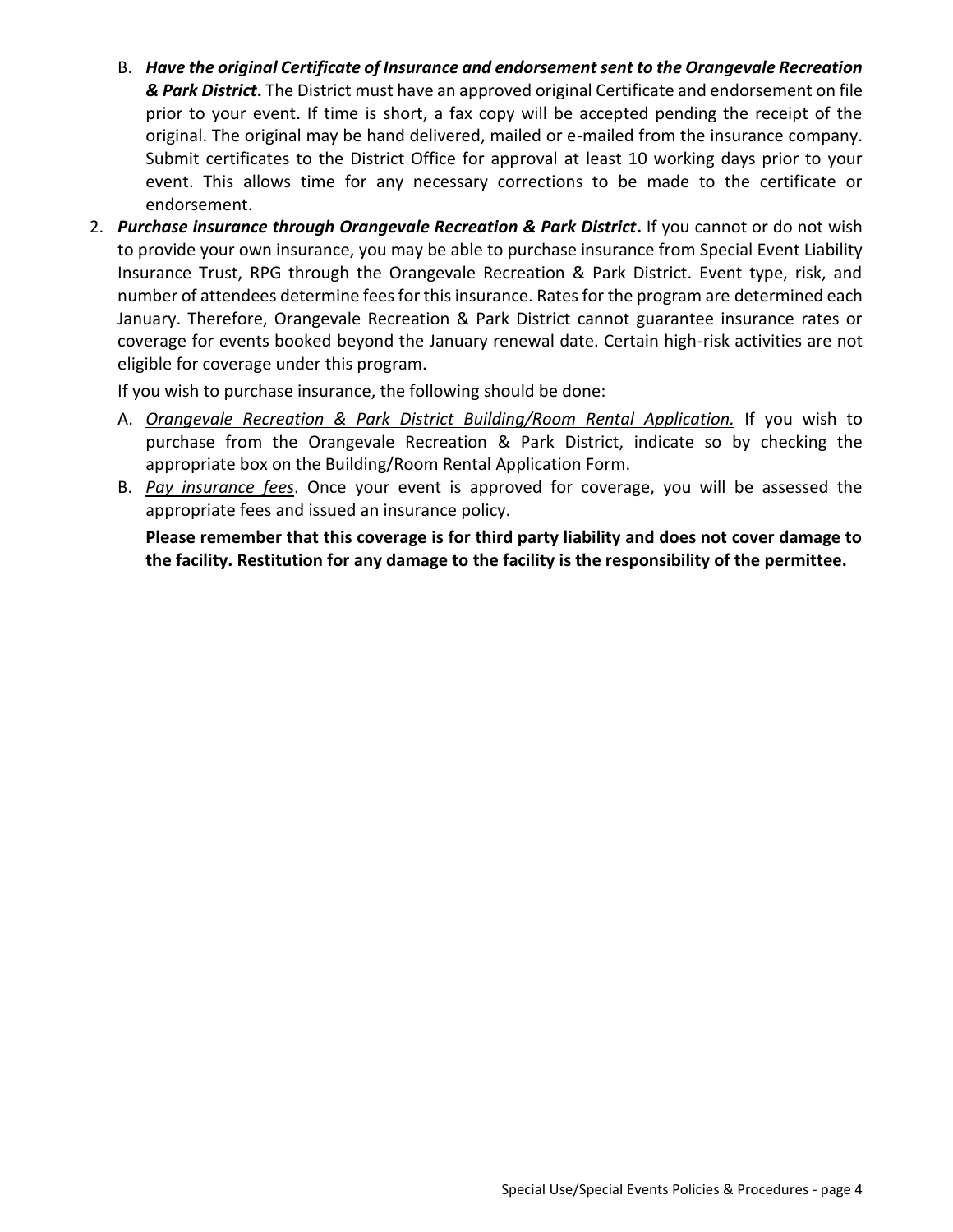B. ***Have the original Certificate of Insurance and endorsement sent to the Orangevale Recreation & Park District*.** The District must have an approved original Certificate and endorsement on file prior to your event. If time is short, a fax copy will be accepted pending the receipt of the original. The original may be hand delivered, mailed or e-mailed from the insurance company. Submit certificates to the District Office for approval at least 10 working days prior to your event. This allows time for any necessary corrections to be made to the certificate or endorsement.

2. ***Purchase insurance through Orangevale Recreation & Park District*.** If you cannot or do not wish to provide your own insurance, you may be able to purchase insurance from Special Event Liability Insurance Trust, RPG through the Orangevale Recreation & Park District. Event type, risk, and number of attendees determine fees for this insurance. Rates for the program are determined each January. Therefore, Orangevale Recreation & Park District cannot guarantee insurance rates or coverage for events booked beyond the January renewal date. Certain high-risk activities are not eligible for coverage under this program.

   If you wish to purchase insurance, the following should be done:

   A. *Orangevale Recreation & Park District Building/Room Rental Application.* If you wish to purchase from the Orangevale Recreation & Park District, indicate so by checking the appropriate box on the Building/Room Rental Application Form.

   B. *Pay insurance fees*. Once your event is approved for coverage, you will be assessed the appropriate fees and issued an insurance policy.

   **Please remember that this coverage is for third party liability and does not cover damage to the facility. Restitution for any damage to the facility is the responsibility of the permittee.**